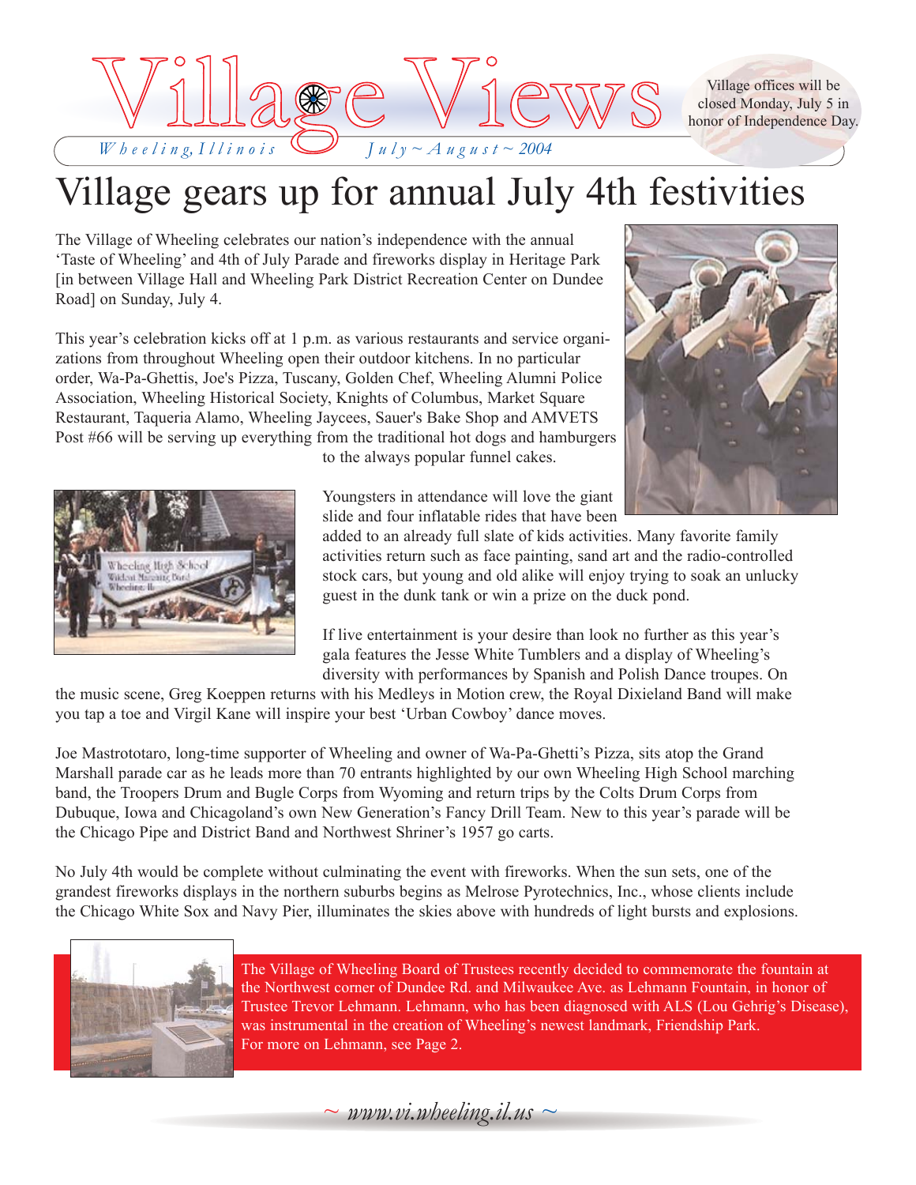# Village Views

*Wheeling, Illinois* *July ~ August ~ 2004*

Village offices will be closed Monday, July 5 in honor of Independence Day.

# Village gears up for annual July 4th festivities

The Village of Wheeling celebrates our nation's independence with the annual 'Taste of Wheeling' and 4th of July Parade and fireworks display in Heritage Park [in between Village Hall and Wheeling Park District Recreation Center on Dundee Road] on Sunday, July 4.

This year's celebration kicks off at 1 p.m. as various restaurants and service organizations from throughout Wheeling open their outdoor kitchens. In no particular order, Wa-Pa-Ghettis, Joe's Pizza, Tuscany, Golden Chef, Wheeling Alumni Police Association, Wheeling Historical Society, Knights of Columbus, Market Square Restaurant, Taqueria Alamo, Wheeling Jaycees, Sauer's Bake Shop and AMVETS Post #66 will be serving up everything from the traditional hot dogs and hamburgers to the always popular funnel cakes.

Youngsters in attendance will love the giant slide and four inflatable rides that have been added to an already full slate of kids activities. Many favorite family activities return such as face painting, sand art and the radio-controlled stock cars, but young and old alike will enjoy trying to soak an unlucky guest in the dunk tank or win a prize on the duck pond.

If live entertainment is your desire than look no further as this year's gala features the Jesse White Tumblers and a display of Wheeling's diversity with performances by Spanish and Polish Dance troupes. On the music scene, Greg Koeppen returns with his Medleys in Motion crew, the Royal Dixieland Band will make you tap a toe and Virgil Kane will inspire your best 'Urban Cowboy' dance moves.

Joe Mastrototaro, long-time supporter of Wheeling and owner of Wa-Pa-Ghetti's Pizza, sits atop the Grand Marshall parade car as he leads more than 70 entrants highlighted by our own Wheeling High School marching band, the Troopers Drum and Bugle Corps from Wyoming and return trips by the Colts Drum Corps from Dubuque, Iowa and Chicagoland's own New Generation's Fancy Drill Team. New to this year's parade will be the Chicago Pipe and District Band and Northwest Shriner's 1957 go carts.

No July 4th would be complete without culminating the event with fireworks. When the sun sets, one of the grandest fireworks displays in the northern suburbs begins as Melrose Pyrotechnics, Inc., whose clients include the Chicago White Sox and Navy Pier, illuminates the skies above with hundreds of light bursts and explosions.

The Village of Wheeling Board of Trustees recently decided to commemorate the fountain at the Northwest corner of Dundee Rd. and Milwaukee Ave. as Lehmann Fountain, in honor of Trustee Trevor Lehmann. Lehmann, who has been diagnosed with ALS (Lou Gehrig's Disease), was instrumental in the creation of Wheeling's newest landmark, Friendship Park. For more on Lehmann, see Page 2.

~ www.vi.wheeling.il.us ~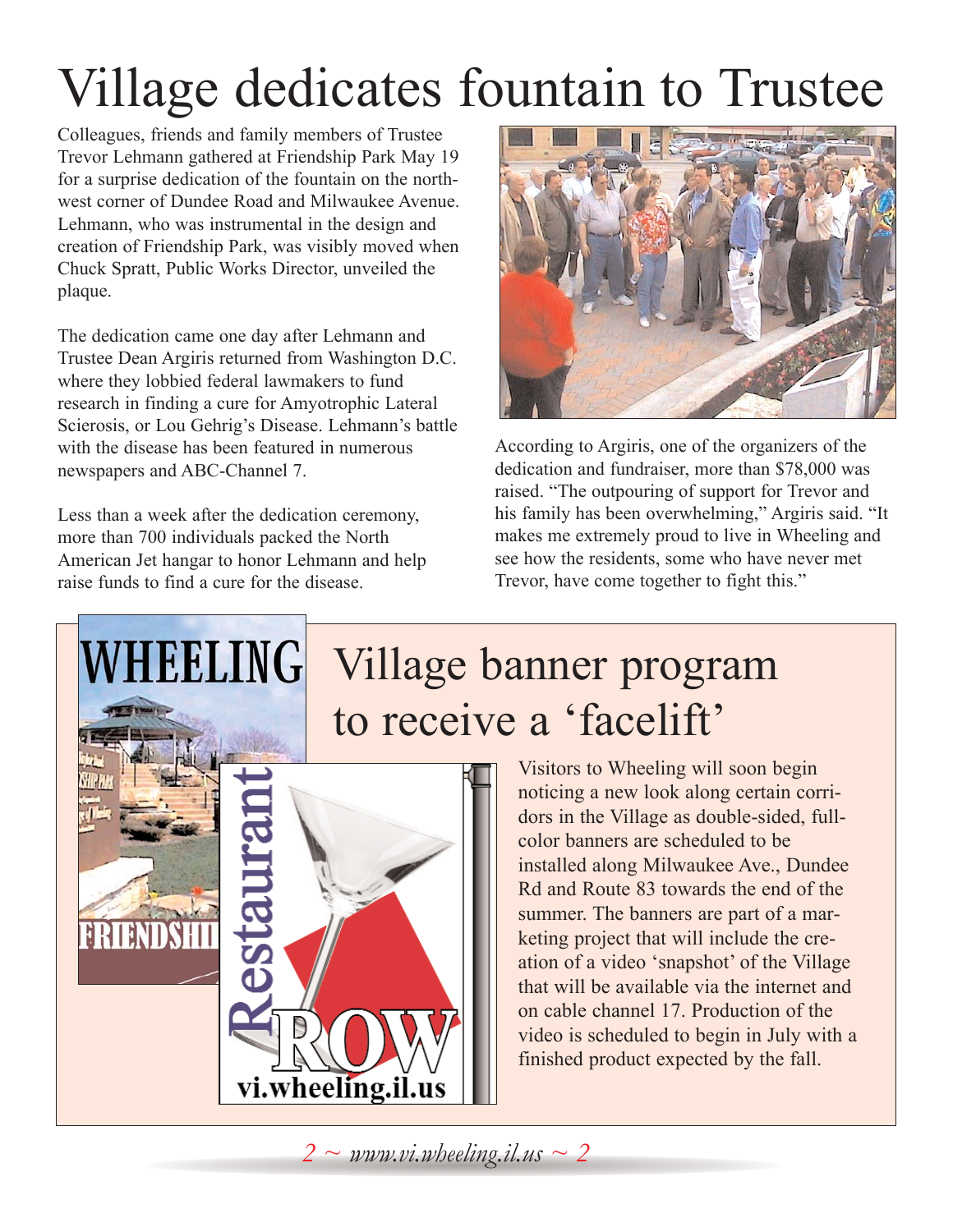# Village dedicates fountain to Trustee

Colleagues, friends and family members of Trustee Trevor Lehmann gathered at Friendship Park May 19 for a surprise dedication of the fountain on the northwest corner of Dundee Road and Milwaukee Avenue. Lehmann, who was instrumental in the design and creation of Friendship Park, was visibly moved when Chuck Spratt, Public Works Director, unveiled the plaque.

The dedication came one day after Lehmann and Trustee Dean Argiris returned from Washington D.C. where they lobbied federal lawmakers to fund research in finding a cure for Amyotrophic Lateral Scierosis, or Lou Gehrig's Disease. Lehmann's battle with the disease has been featured in numerous newspapers and ABC-Channel 7.

Less than a week after the dedication ceremony, more than 700 individuals packed the North American Jet hangar to honor Lehmann and help raise funds to find a cure for the disease.

According to Argiris, one of the organizers of the dedication and fundraiser, more than $78,000 was raised. "The outpouring of support for Trevor and his family has been overwhelming," Argiris said. "It makes me extremely proud to live in Wheeling and see how the residents, some who have never met Trevor, have come together to fight this."

# Village banner program to receive a 'facelift'

Visitors to Wheeling will soon begin noticing a new look along certain corridors in the Village as double-sided, full-color banners are scheduled to be installed along Milwaukee Ave., Dundee Rd and Route 83 towards the end of the summer. The banners are part of a marketing project that will include the creation of a video 'snapshot' of the Village that will be available via the internet and on cable channel 17. Production of the video is scheduled to begin in July with a finished product expected by the fall.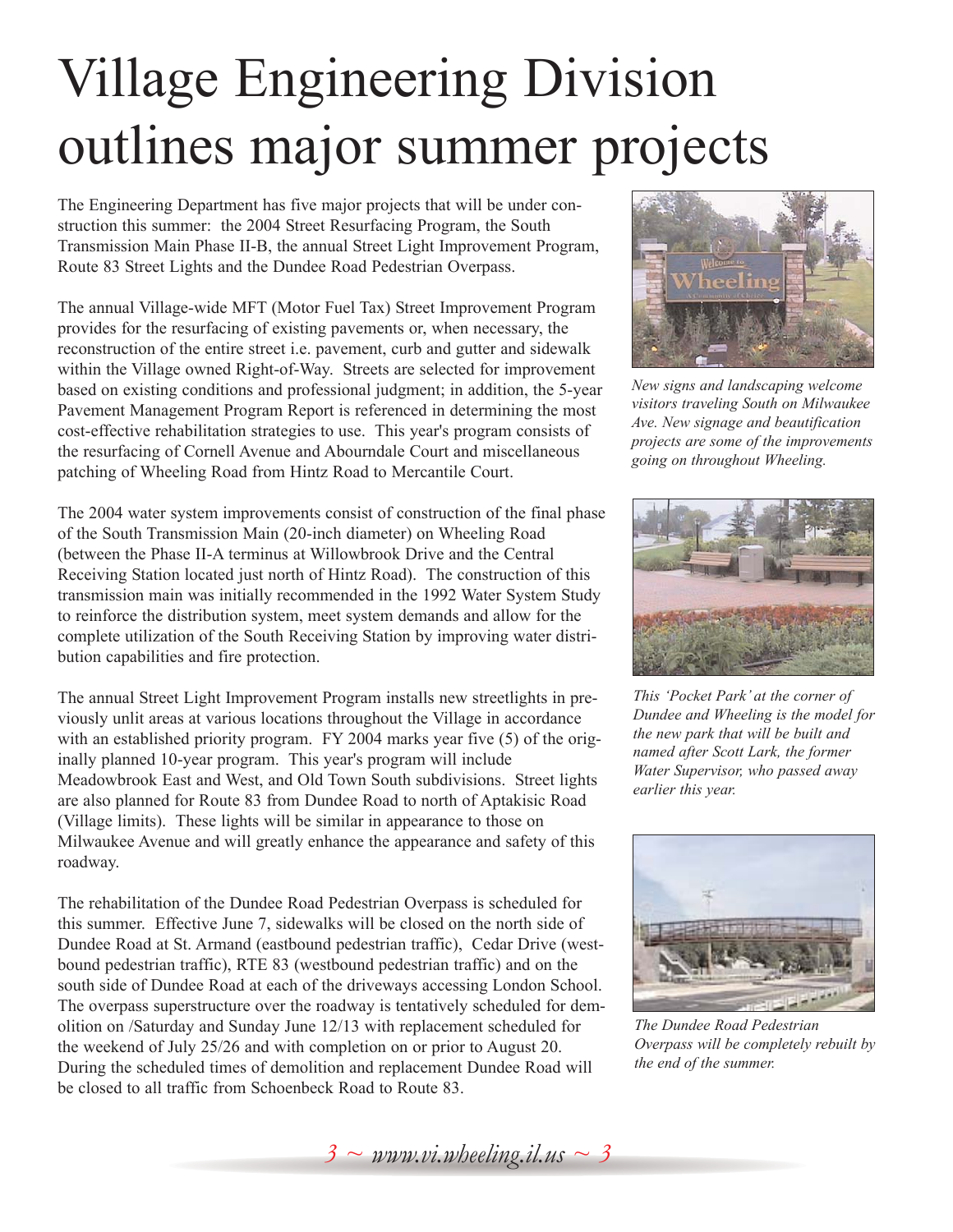# Village Engineering Division outlines major summer projects

The Engineering Department has five major projects that will be under construction this summer: the 2004 Street Resurfacing Program, the South Transmission Main Phase II-B, the annual Street Light Improvement Program, Route 83 Street Lights and the Dundee Road Pedestrian Overpass.

The annual Village-wide MFT (Motor Fuel Tax) Street Improvement Program provides for the resurfacing of existing pavements or, when necessary, the reconstruction of the entire street i.e. pavement, curb and gutter and sidewalk within the Village owned Right-of-Way. Streets are selected for improvement based on existing conditions and professional judgment; in addition, the 5-year Pavement Management Program Report is referenced in determining the most cost-effective rehabilitation strategies to use. This year's program consists of the resurfacing of Cornell Avenue and Abourndale Court and miscellaneous patching of Wheeling Road from Hintz Road to Mercantile Court.

The 2004 water system improvements consist of construction of the final phase of the South Transmission Main (20-inch diameter) on Wheeling Road (between the Phase II-A terminus at Willowbrook Drive and the Central Receiving Station located just north of Hintz Road). The construction of this transmission main was initially recommended in the 1992 Water System Study to reinforce the distribution system, meet system demands and allow for the complete utilization of the South Receiving Station by improving water distribution capabilities and fire protection.

The annual Street Light Improvement Program installs new streetlights in previously unlit areas at various locations throughout the Village in accordance with an established priority program. FY 2004 marks year five (5) of the originally planned 10-year program. This year's program will include Meadowbrook East and West, and Old Town South subdivisions. Street lights are also planned for Route 83 from Dundee Road to north of Aptakisic Road (Village limits). These lights will be similar in appearance to those on Milwaukee Avenue and will greatly enhance the appearance and safety of this roadway.

The rehabilitation of the Dundee Road Pedestrian Overpass is scheduled for this summer. Effective June 7, sidewalks will be closed on the north side of Dundee Road at St. Armand (eastbound pedestrian traffic), Cedar Drive (westbound pedestrian traffic), RTE 83 (westbound pedestrian traffic) and on the south side of Dundee Road at each of the driveways accessing London School. The overpass superstructure over the roadway is tentatively scheduled for demolition on /Saturday and Sunday June 12/13 with replacement scheduled for the weekend of July 25/26 and with completion on or prior to August 20. During the scheduled times of demolition and replacement Dundee Road will be closed to all traffic from Schoenbeck Road to Route 83.

*New signs and landscaping welcome visitors traveling South on Milwaukee Ave. New signage and beautification projects are some of the improvements going on throughout Wheeling.*

*This 'Pocket Park' at the corner of Dundee and Wheeling is the model for the new park that will be built and named after Scott Lark, the former Water Supervisor, who passed away earlier this year.*

*The Dundee Road Pedestrian Overpass will be completely rebuilt by the end of the summer.*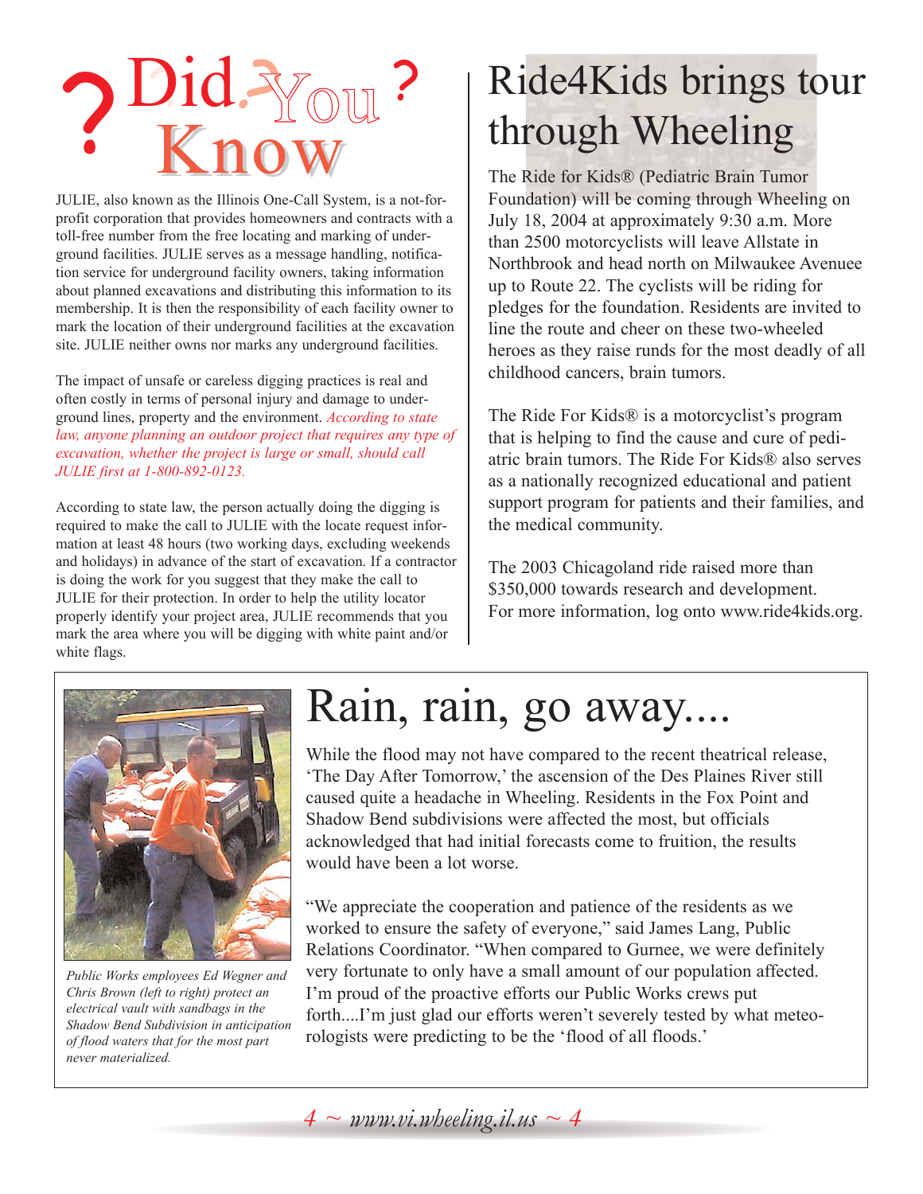# Did You Know?

JULIE, also known as the Illinois One-Call System, is a not-for-profit corporation that provides homeowners and contracts with a toll-free number from the free locating and marking of underground facilities. JULIE serves as a message handling, notification service for underground facility owners, taking information about planned excavations and distributing this information to its membership. It is then the responsibility of each facility owner to mark the location of their underground facilities at the excavation site. JULIE neither owns nor marks any underground facilities.

The impact of unsafe or careless digging practices is real and often costly in terms of personal injury and damage to underground lines, property and the environment. *According to state law, anyone planning an outdoor project that requires any type of excavation, whether the project is large or small, should call JULIE first at 1-800-892-0123.*

According to state law, the person actually doing the digging is required to make the call to JULIE with the locate request information at least 48 hours (two working days, excluding weekends and holidays) in advance of the start of excavation. If a contractor is doing the work for you suggest that they make the call to JULIE for their protection. In order to help the utility locator properly identify your project area, JULIE recommends that you mark the area where you will be digging with white paint and/or white flags.

# Ride4Kids brings tour through Wheeling

The Ride for Kids® (Pediatric Brain Tumor Foundation) will be coming through Wheeling on July 18, 2004 at approximately 9:30 a.m. More than 2500 motorcyclists will leave Allstate in Northbrook and head north on Milwaukee Avenuee up to Route 22. The cyclists will be riding for pledges for the foundation. Residents are invited to line the route and cheer on these two-wheeled heroes as they raise runds for the most deadly of all childhood cancers, brain tumors.

The Ride For Kids® is a motorcyclist's program that is helping to find the cause and cure of pediatric brain tumors. The Ride For Kids® also serves as a nationally recognized educational and patient support program for patients and their families, and the medical community.

The 2003 Chicagoland ride raised more than $350,000 towards research and development. For more information, log onto www.ride4kids.org.

# Rain, rain, go away....

*Public Works employees Ed Wegner and Chris Brown (left to right) protect an electrical vault with sandbags in the Shadow Bend Subdivision in anticipation of flood waters that for the most part never materialized.*

While the flood may not have compared to the recent theatrical release, 'The Day After Tomorrow,' the ascension of the Des Plaines River still caused quite a headache in Wheeling. Residents in the Fox Point and Shadow Bend subdivisions were affected the most, but officials acknowledged that had initial forecasts come to fruition, the results would have been a lot worse.

"We appreciate the cooperation and patience of the residents as we worked to ensure the safety of everyone," said James Lang, Public Relations Coordinator. "When compared to Gurnee, we were definitely very fortunate to only have a small amount of our population affected. I'm proud of the proactive efforts our Public Works crews put forth....I'm just glad our efforts weren't severely tested by what meteorologists were predicting to be the 'flood of all floods.'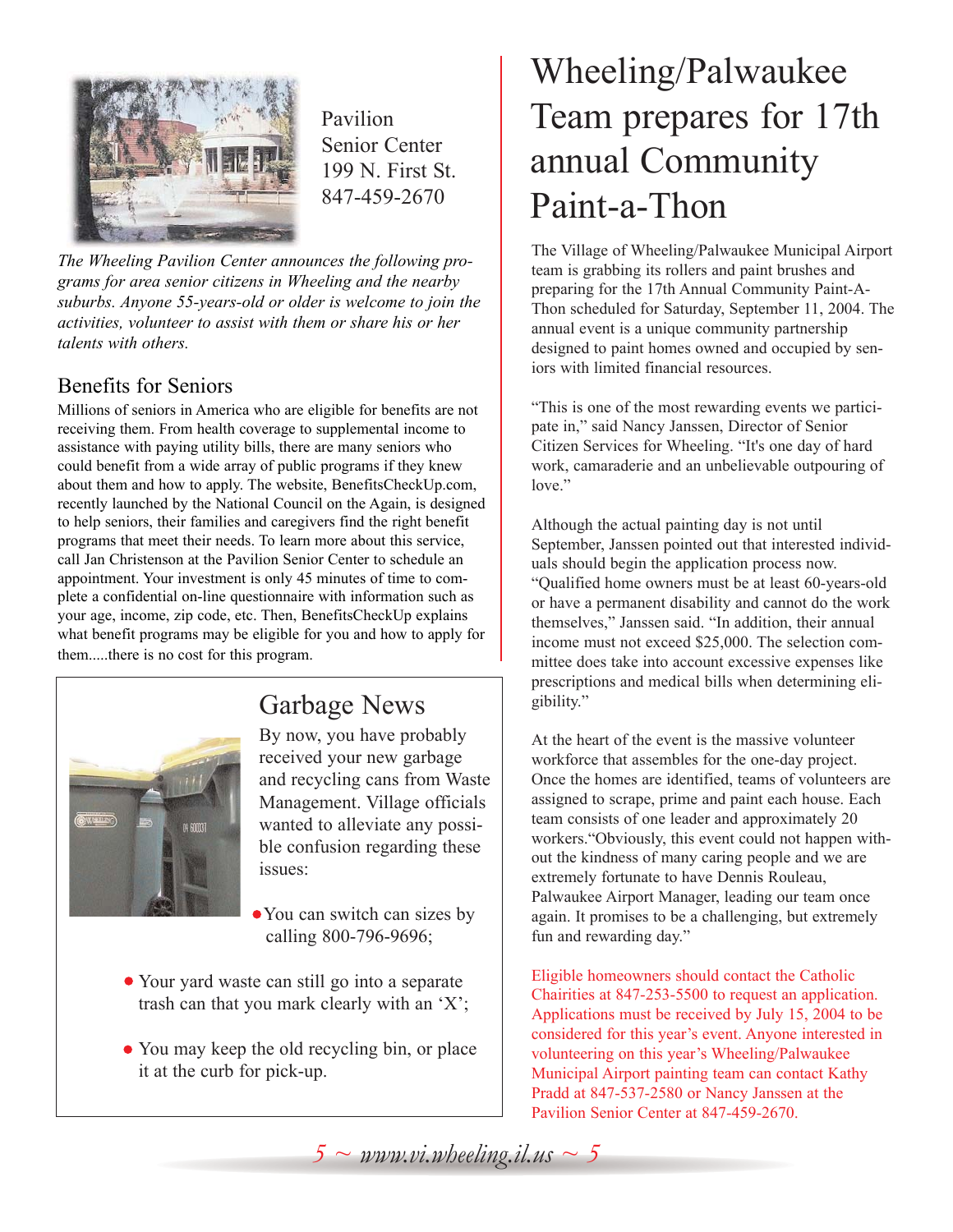Pavilion
Senior Center
199 N. First St.
847-459-2670

*The Wheeling Pavilion Center announces the following programs for area senior citizens in Wheeling and the nearby suburbs. Anyone 55-years-old or older is welcome to join the activities, volunteer to assist with them or share his or her talents with others.*

## Benefits for Seniors

Millions of seniors in America who are eligible for benefits are not receiving them. From health coverage to supplemental income to assistance with paying utility bills, there are many seniors who could benefit from a wide array of public programs if they knew about them and how to apply. The website, BenefitsCheckUp.com, recently launched by the National Council on the Again, is designed to help seniors, their families and caregivers find the right benefit programs that meet their needs. To learn more about this service, call Jan Christenson at the Pavilion Senior Center to schedule an appointment. Your investment is only 45 minutes of time to complete a confidential on-line questionnaire with information such as your age, income, zip code, etc. Then, BenefitsCheckUp explains what benefit programs may be eligible for you and how to apply for them.....there is no cost for this program.

## Garbage News

By now, you have probably received your new garbage and recycling cans from Waste Management. Village officials wanted to alleviate any possible confusion regarding these issues:

- You can switch can sizes by calling 800-796-9696;
- Your yard waste can still go into a separate trash can that you mark clearly with an 'X';
- You may keep the old recycling bin, or place it at the curb for pick-up.

# Wheeling/Palwaukee Team prepares for 17th annual Community Paint-a-Thon

The Village of Wheeling/Palwaukee Municipal Airport team is grabbing its rollers and paint brushes and preparing for the 17th Annual Community Paint-A-Thon scheduled for Saturday, September 11, 2004. The annual event is a unique community partnership designed to paint homes owned and occupied by seniors with limited financial resources.

"This is one of the most rewarding events we participate in," said Nancy Janssen, Director of Senior Citizen Services for Wheeling. "It's one day of hard work, camaraderie and an unbelievable outpouring of love."

Although the actual painting day is not until September, Janssen pointed out that interested individuals should begin the application process now. "Qualified home owners must be at least 60-years-old or have a permanent disability and cannot do the work themselves," Janssen said. "In addition, their annual income must not exceed $25,000. The selection committee does take into account excessive expenses like prescriptions and medical bills when determining eligibility."

At the heart of the event is the massive volunteer workforce that assembles for the one-day project. Once the homes are identified, teams of volunteers are assigned to scrape, prime and paint each house. Each team consists of one leader and approximately 20 workers."Obviously, this event could not happen without the kindness of many caring people and we are extremely fortunate to have Dennis Rouleau, Palwaukee Airport Manager, leading our team once again. It promises to be a challenging, but extremely fun and rewarding day."

Eligible homeowners should contact the Catholic Charities at 847-253-5500 to request an application. Applications must be received by July 15, 2004 to be considered for this year's event. Anyone interested in volunteering on this year's Wheeling/Palwaukee Municipal Airport painting team can contact Kathy Pradd at 847-537-2580 or Nancy Janssen at the Pavilion Senior Center at 847-459-2670.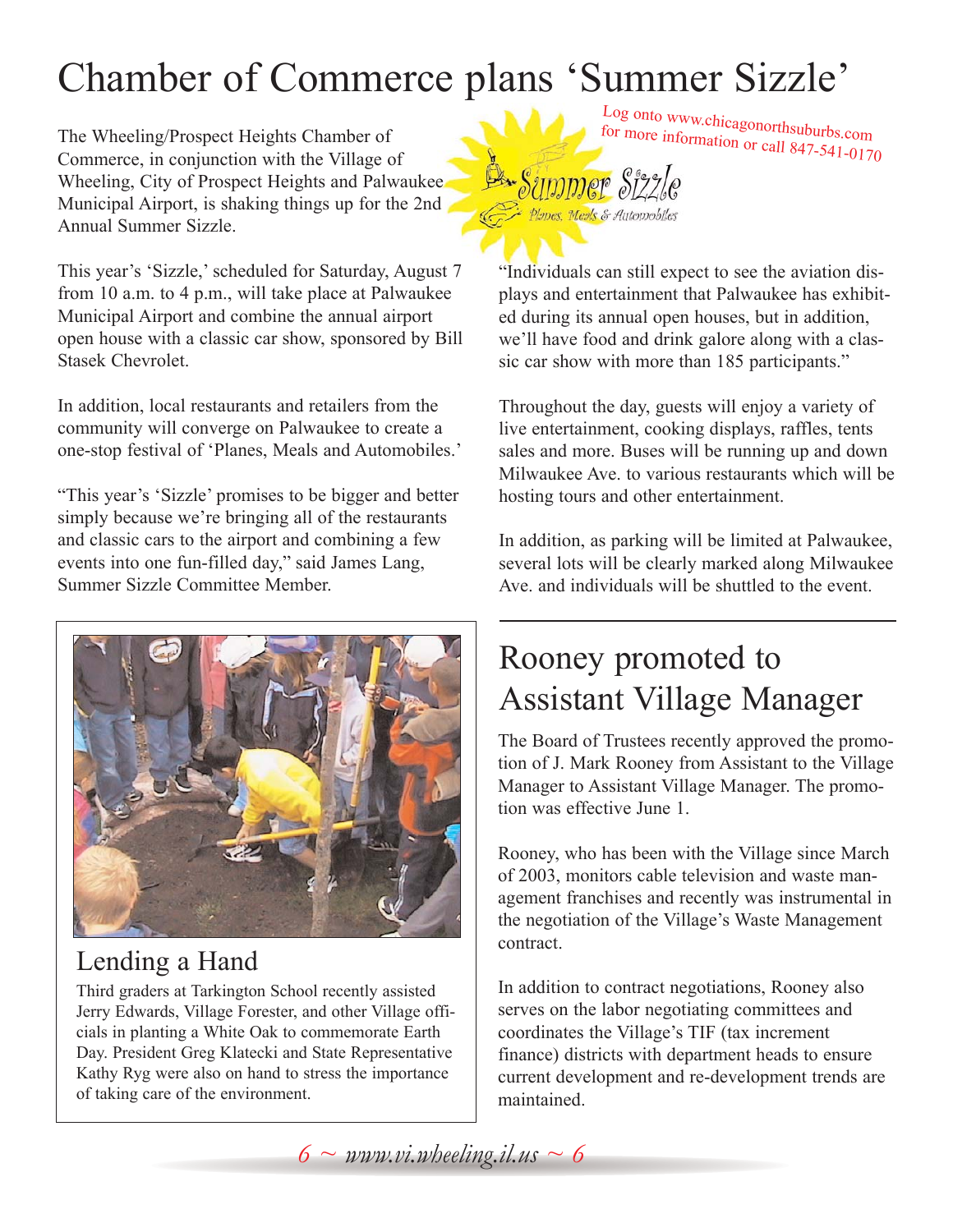# Chamber of Commerce plans 'Summer Sizzle'

The Wheeling/Prospect Heights Chamber of Commerce, in conjunction with the Village of Wheeling, City of Prospect Heights and Palwaukee Municipal Airport, is shaking things up for the 2nd Annual Summer Sizzle.

This year's 'Sizzle,' scheduled for Saturday, August 7 from 10 a.m. to 4 p.m., will take place at Palwaukee Municipal Airport and combine the annual airport open house with a classic car show, sponsored by Bill Stasek Chevrolet.

In addition, local restaurants and retailers from the community will converge on Palwaukee to create a one-stop festival of 'Planes, Meals and Automobiles.'

"This year's 'Sizzle' promises to be bigger and better simply because we're bringing all of the restaurants and classic cars to the airport and combining a few events into one fun-filled day," said James Lang, Summer Sizzle Committee Member.

Log onto www.chicagonorthsuburbs.com for more information or call 847-541-0170

Summer Sizzle

Planes, Meals & Automobiles

"Individuals can still expect to see the aviation displays and entertainment that Palwaukee has exhibited during its annual open houses, but in addition, we'll have food and drink galore along with a classic car show with more than 185 participants."

Throughout the day, guests will enjoy a variety of live entertainment, cooking displays, raffles, tents sales and more. Buses will be running up and down Milwaukee Ave. to various restaurants which will be hosting tours and other entertainment.

In addition, as parking will be limited at Palwaukee, several lots will be clearly marked along Milwaukee Ave. and individuals will be shuttled to the event.

## Lending a Hand

Third graders at Tarkington School recently assisted Jerry Edwards, Village Forester, and other Village officials in planting a White Oak to commemorate Earth Day. President Greg Klatecki and State Representative Kathy Ryg were also on hand to stress the importance of taking care of the environment.

# Rooney promoted to Assistant Village Manager

The Board of Trustees recently approved the promotion of J. Mark Rooney from Assistant to the Village Manager to Assistant Village Manager. The promotion was effective June 1.

Rooney, who has been with the Village since March of 2003, monitors cable television and waste management franchises and recently was instrumental in the negotiation of the Village's Waste Management contract.

In addition to contract negotiations, Rooney also serves on the labor negotiating committees and coordinates the Village's TIF (tax increment finance) districts with department heads to ensure current development and re-development trends are maintained.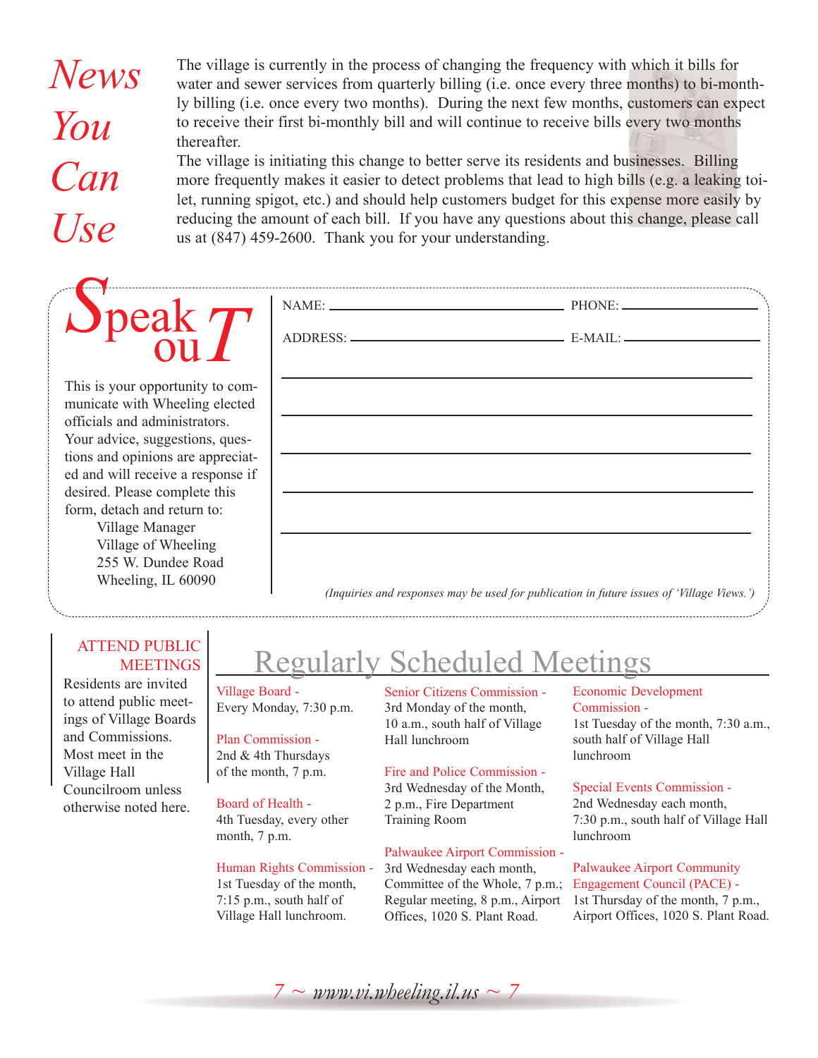## News You Can Use

The village is currently in the process of changing the frequency with which it bills for water and sewer services from quarterly billing (i.e. once every three months) to bi-monthly billing (i.e. once every two months). During the next few months, customers can expect to receive their first bi-monthly bill and will continue to receive bills every two months thereafter.

The village is initiating this change to better serve its residents and businesses. Billing more frequently makes it easier to detect problems that lead to high bills (e.g. a leaking toilet, running spigot, etc.) and should help customers budget for this expense more easily by reducing the amount of each bill. If you have any questions about this change, please call us at (847) 459-2600. Thank you for your understanding.

## Speak ouT

This is your opportunity to communicate with Wheeling elected officials and administrators. Your advice, suggestions, questions and opinions are appreciated and will receive a response if desired. Please complete this form, detach and return to:

Village Manager
Village of Wheeling
255 W. Dundee Road
Wheeling, IL 60090

NAME: ______________________ PHONE: ______________

ADDRESS: ___________________ E-MAIL: ______________

______________________________________________

______________________________________________

______________________________________________

______________________________________________

______________________________________________

*(Inquiries and responses may be used for publication in future issues of 'Village Views.')*

## ATTEND PUBLIC MEETINGS

Residents are invited to attend public meetings of Village Boards and Commissions. Most meet in the Village Hall Councilroom unless otherwise noted here.

## Regularly Scheduled Meetings

**Village Board -**
Every Monday, 7:30 p.m.

**Plan Commission -**
2nd & 4th Thursdays of the month, 7 p.m.

**Board of Health -**
4th Tuesday, every other month, 7 p.m.

**Human Rights Commission -**
1st Tuesday of the month, 7:15 p.m., south half of Village Hall lunchroom.

**Senior Citizens Commission -**
3rd Monday of the month, 10 a.m., south half of Village Hall lunchroom

**Fire and Police Commission -**
3rd Wednesday of the Month, 2 p.m., Fire Department Training Room

**Palwaukee Airport Commission -**
3rd Wednesday each month, Committee of the Whole, 7 p.m.; Regular meeting, 8 p.m., Airport Offices, 1020 S. Plant Road.

**Economic Development Commission -**
1st Tuesday of the month, 7:30 a.m., south half of Village Hall lunchroom

**Special Events Commission -**
2nd Wednesday each month, 7:30 p.m., south half of Village Hall lunchroom

**Palwaukee Airport Community Engagement Council (PACE) -**
1st Thursday of the month, 7 p.m., Airport Offices, 1020 S. Plant Road.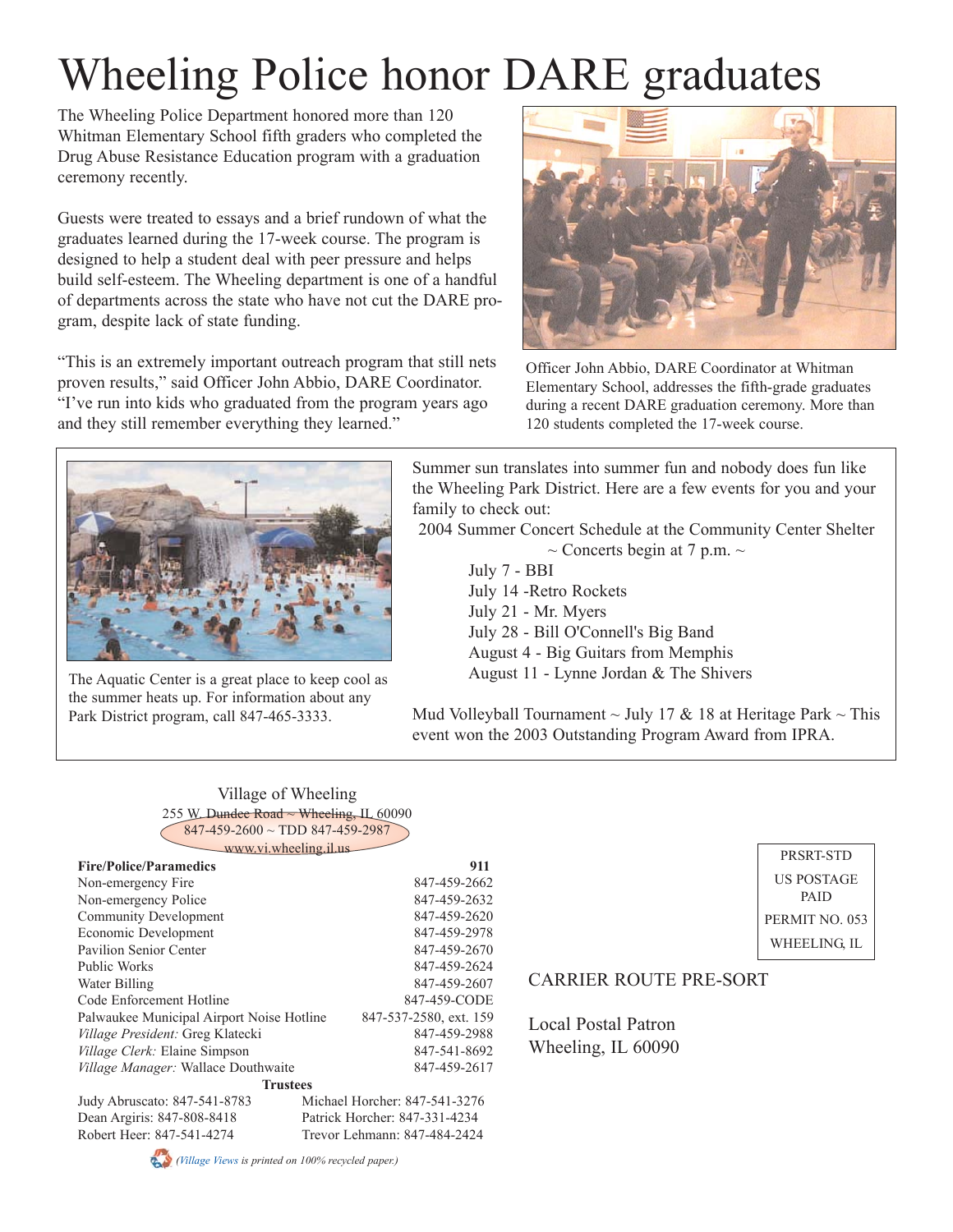# Wheeling Police honor DARE graduates

The Wheeling Police Department honored more than 120 Whitman Elementary School fifth graders who completed the Drug Abuse Resistance Education program with a graduation ceremony recently.

Guests were treated to essays and a brief rundown of what the graduates learned during the 17-week course. The program is designed to help a student deal with peer pressure and helps build self-esteem. The Wheeling department is one of a handful of departments across the state who have not cut the DARE program, despite lack of state funding.

"This is an extremely important outreach program that still nets proven results," said Officer John Abbio, DARE Coordinator. "I've run into kids who graduated from the program years ago and they still remember everything they learned."

Officer John Abbio, DARE Coordinator at Whitman Elementary School, addresses the fifth-grade graduates during a recent DARE graduation ceremony. More than 120 students completed the 17-week course.

The Aquatic Center is a great place to keep cool as the summer heats up. For information about any Park District program, call 847-465-3333.

Summer sun translates into summer fun and nobody does fun like the Wheeling Park District. Here are a few events for you and your family to check out:

2004 Summer Concert Schedule at the Community Center Shelter

~ Concerts begin at 7 p.m. ~

- July 7 - BBI
- July 14 -Retro Rockets
- July 21 - Mr. Myers
- July 28 - Bill O'Connell's Big Band
- August 4 - Big Guitars from Memphis
- August 11 - Lynne Jordan & The Shivers

Mud Volleyball Tournament ~ July 17 & 18 at Heritage Park ~ This event won the 2003 Outstanding Program Award from IPRA.

Village of Wheeling

255 W. Dundee Road ~ Wheeling, IL 60090

847-459-2600 ~ TDD 847-459-2987

www.vi.wheeling.il.us

| | |
|---|---|
| **Fire/Police/Paramedics** | **911** |
| Non-emergency Fire | 847-459-2662 |
| Non-emergency Police | 847-459-2632 |
| Community Development | 847-459-2620 |
| Economic Development | 847-459-2978 |
| Pavilion Senior Center | 847-459-2670 |
| Public Works | 847-459-2624 |
| Water Billing | 847-459-2607 |
| Code Enforcement Hotline | 847-459-CODE |
| Palwaukee Municipal Airport Noise Hotline | 847-537-2580, ext. 159 |
| *Village President:* Greg Klatecki | 847-459-2988 |
| *Village Clerk:* Elaine Simpson | 847-541-8692 |
| *Village Manager:* Wallace Douthwaite | 847-459-2617 |

**Trustees**

| | |
|---|---|
| Judy Abruscato: 847-541-8783 | Michael Horcher: 847-541-3276 |
| Dean Argiris: 847-808-8418 | Patrick Horcher: 847-331-4234 |
| Robert Heer: 847-541-4274 | Trevor Lehmann: 847-484-2424 |

*(Village Views is printed on 100% recycled paper.)*

PRSRT-STD
US POSTAGE
PAID
PERMIT NO. 053
WHEELING, IL

CARRIER ROUTE PRE-SORT

Local Postal Patron
Wheeling, IL 60090